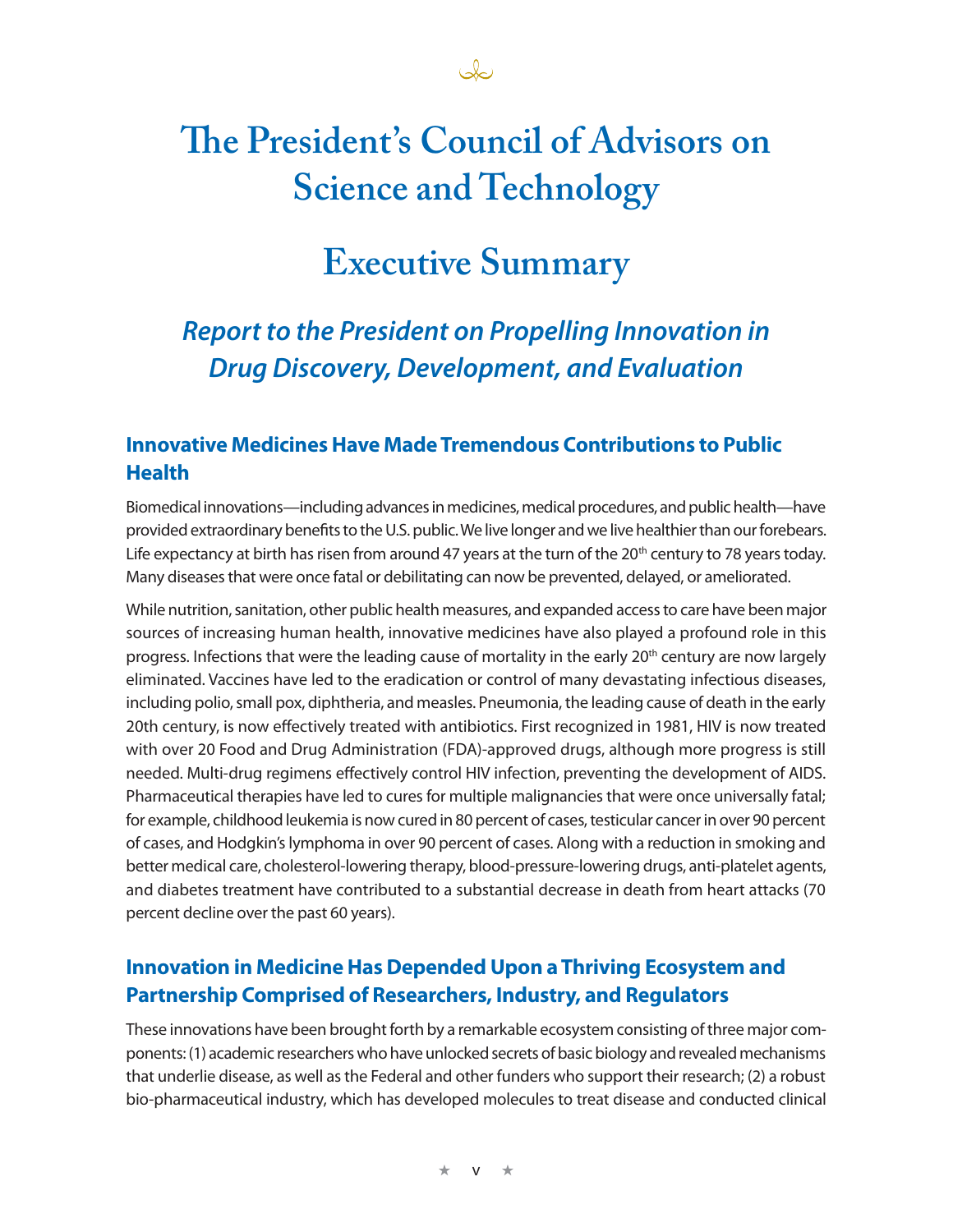# The President's Council of Advisors on Science and Technology

# Executive Summary

## *Report to the President on Propelling Innovation in Drug Discovery, Development, and Evaluation*

### Innovative Medicines Have Made Tremendous Contributions to Public Health

Biomedical innovations—including advances in medicines, medical procedures, and public health—have provided extraordinary benefits to the U.S. public. We live longer and we live healthier than our forebears. Life expectancy at birth has risen from around 47 years at the turn of the 20th century to 78 years today. Many diseases that were once fatal or debilitating can now be prevented, delayed, or ameliorated.

While nutrition, sanitation, other public health measures, and expanded access to care have been major sources of increasing human health, innovative medicines have also played a profound role in this progress. Infections that were the leading cause of mortality in the early 20th century are now largely eliminated. Vaccines have led to the eradication or control of many devastating infectious diseases, including polio, small pox, diphtheria, and measles. Pneumonia, the leading cause of death in the early 20th century, is now effectively treated with antibiotics. First recognized in 1981, HIV is now treated with over 20 Food and Drug Administration (FDA)-approved drugs, although more progress is still needed. Multi-drug regimens effectively control HIV infection, preventing the development of AIDS. Pharmaceutical therapies have led to cures for multiple malignancies that were once universally fatal; for example, childhood leukemia is now cured in 80 percent of cases, testicular cancer in over 90 percent of cases, and Hodgkin's lymphoma in over 90 percent of cases. Along with a reduction in smoking and better medical care, cholesterol-lowering therapy, blood-pressure-lowering drugs, anti-platelet agents, and diabetes treatment have contributed to a substantial decrease in death from heart attacks (70 percent decline over the past 60 years).

### Innovation in Medicine Has Depended Upon a Thriving Ecosystem and Partnership Comprised of Researchers, Industry, and Regulators

These innovations have been brought forth by a remarkable ecosystem consisting of three major components: (1) academic researchers who have unlocked secrets of basic biology and revealed mechanisms that underlie disease, as well as the Federal and other funders who support their research; (2) a robust bio-pharmaceutical industry, which has developed molecules to treat disease and conducted clinical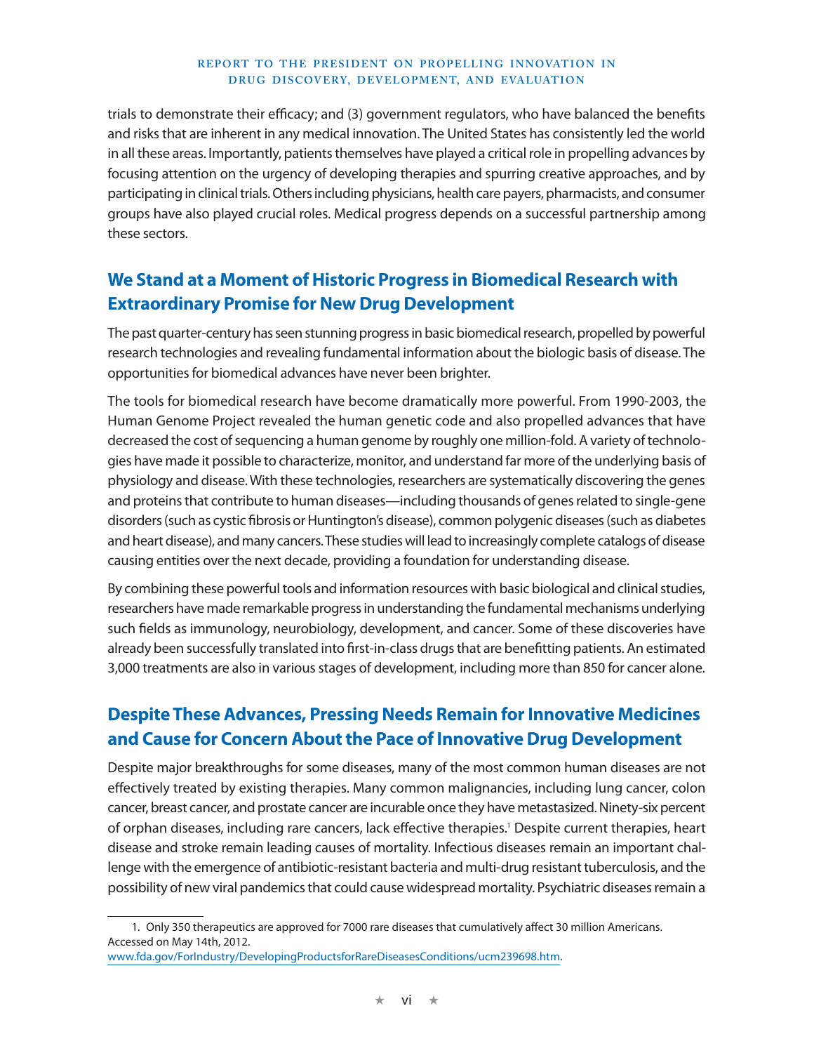trials to demonstrate their efficacy; and (3) government regulators, who have balanced the benefits and risks that are inherent in any medical innovation. The United States has consistently led the world in all these areas. Importantly, patients themselves have played a critical role in propelling advances by focusing attention on the urgency of developing therapies and spurring creative approaches, and by participating in clinical trials. Others including physicians, health care payers, pharmacists, and consumer groups have also played crucial roles. Medical progress depends on a successful partnership among these sectors.

## We Stand at a Moment of Historic Progress in Biomedical Research with Extraordinary Promise for New Drug Development

The past quarter-century has seen stunning progress in basic biomedical research, propelled by powerful research technologies and revealing fundamental information about the biologic basis of disease. The opportunities for biomedical advances have never been brighter.

The tools for biomedical research have become dramatically more powerful. From 1990-2003, the Human Genome Project revealed the human genetic code and also propelled advances that have decreased the cost of sequencing a human genome by roughly one million-fold. A variety of technologies have made it possible to characterize, monitor, and understand far more of the underlying basis of physiology and disease. With these technologies, researchers are systematically discovering the genes and proteins that contribute to human diseases—including thousands of genes related to single-gene disorders (such as cystic fibrosis or Huntington's disease), common polygenic diseases (such as diabetes and heart disease), and many cancers. These studies will lead to increasingly complete catalogs of disease causing entities over the next decade, providing a foundation for understanding disease.

By combining these powerful tools and information resources with basic biological and clinical studies, researchers have made remarkable progress in understanding the fundamental mechanisms underlying such fields as immunology, neurobiology, development, and cancer. Some of these discoveries have already been successfully translated into first-in-class drugs that are benefitting patients. An estimated 3,000 treatments are also in various stages of development, including more than 850 for cancer alone.

## Despite These Advances, Pressing Needs Remain for Innovative Medicines and Cause for Concern About the Pace of Innovative Drug Development

Despite major breakthroughs for some diseases, many of the most common human diseases are not effectively treated by existing therapies. Many common malignancies, including lung cancer, colon cancer, breast cancer, and prostate cancer are incurable once they have metastasized. Ninety-six percent of orphan diseases, including rare cancers, lack effective therapies.[1] Despite current therapies, heart disease and stroke remain leading causes of mortality. Infectious diseases remain an important challenge with the emergence of antibiotic-resistant bacteria and multi-drug resistant tuberculosis, and the possibility of new viral pandemics that could cause widespread mortality. Psychiatric diseases remain a

1. Only 350 therapeutics are approved for 7000 rare diseases that cumulatively affect 30 million Americans. Accessed on May 14th, 2012. www.fda.gov/ForIndustry/DevelopingProductsforRareDiseasesConditions/ucm239698.htm.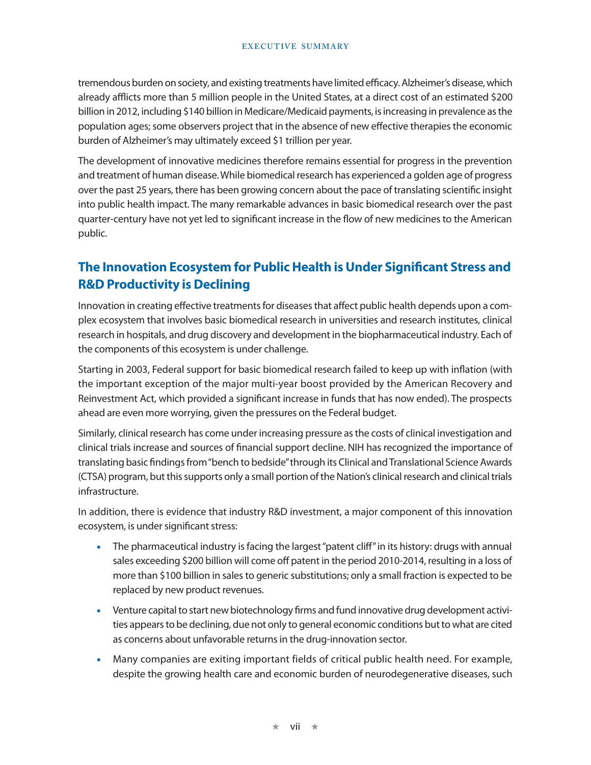tremendous burden on society, and existing treatments have limited efficacy. Alzheimer's disease, which already afflicts more than 5 million people in the United States, at a direct cost of an estimated $200 billion in 2012, including $140 billion in Medicare/Medicaid payments, is increasing in prevalence as the population ages; some observers project that in the absence of new effective therapies the economic burden of Alzheimer's may ultimately exceed $1 trillion per year.

The development of innovative medicines therefore remains essential for progress in the prevention and treatment of human disease. While biomedical research has experienced a golden age of progress over the past 25 years, there has been growing concern about the pace of translating scientific insight into public health impact. The many remarkable advances in basic biomedical research over the past quarter-century have not yet led to significant increase in the flow of new medicines to the American public.

## The Innovation Ecosystem for Public Health is Under Significant Stress and R&D Productivity is Declining

Innovation in creating effective treatments for diseases that affect public health depends upon a complex ecosystem that involves basic biomedical research in universities and research institutes, clinical research in hospitals, and drug discovery and development in the biopharmaceutical industry. Each of the components of this ecosystem is under challenge.

Starting in 2003, Federal support for basic biomedical research failed to keep up with inflation (with the important exception of the major multi-year boost provided by the American Recovery and Reinvestment Act, which provided a significant increase in funds that has now ended). The prospects ahead are even more worrying, given the pressures on the Federal budget.

Similarly, clinical research has come under increasing pressure as the costs of clinical investigation and clinical trials increase and sources of financial support decline. NIH has recognized the importance of translating basic findings from "bench to bedside" through its Clinical and Translational Science Awards (CTSA) program, but this supports only a small portion of the Nation's clinical research and clinical trials infrastructure.

In addition, there is evidence that industry R&D investment, a major component of this innovation ecosystem, is under significant stress:

- The pharmaceutical industry is facing the largest "patent cliff" in its history: drugs with annual sales exceeding $200 billion will come off patent in the period 2010-2014, resulting in a loss of more than $100 billion in sales to generic substitutions; only a small fraction is expected to be replaced by new product revenues.
- Venture capital to start new biotechnology firms and fund innovative drug development activities appears to be declining, due not only to general economic conditions but to what are cited as concerns about unfavorable returns in the drug-innovation sector.
- Many companies are exiting important fields of critical public health need. For example, despite the growing health care and economic burden of neurodegenerative diseases, such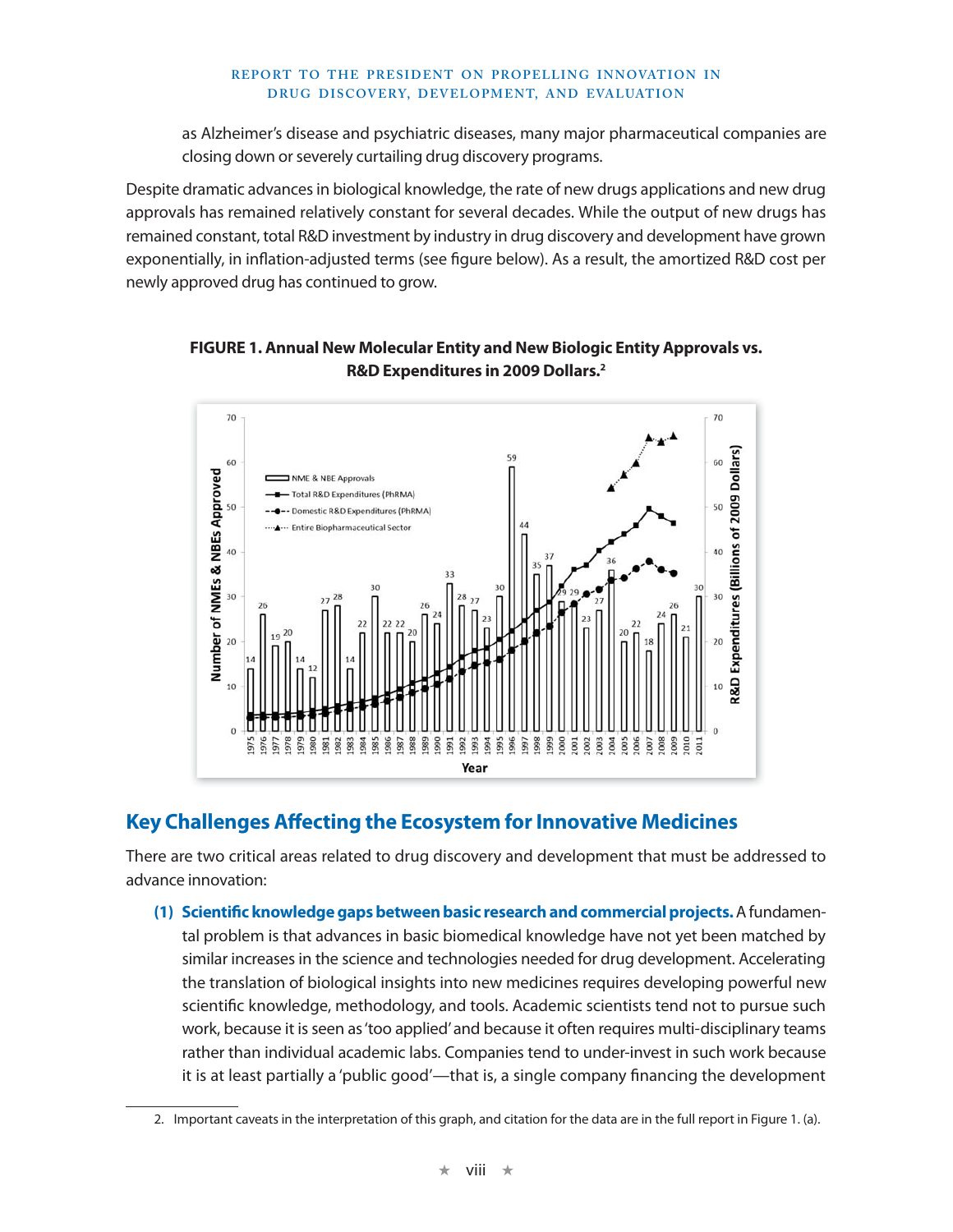as Alzheimer's disease and psychiatric diseases, many major pharmaceutical companies are closing down or severely curtailing drug discovery programs.

Despite dramatic advances in biological knowledge, the rate of new drugs applications and new drug approvals has remained relatively constant for several decades. While the output of new drugs has remained constant, total R&D investment by industry in drug discovery and development have grown exponentially, in inflation-adjusted terms (see figure below). As a result, the amortized R&D cost per newly approved drug has continued to grow.

**FIGURE 1. Annual New Molecular Entity and New Biologic Entity Approvals vs. R&D Expenditures in 2009 Dollars.**[2]

## Key Challenges Affecting the Ecosystem for Innovative Medicines

There are two critical areas related to drug discovery and development that must be addressed to advance innovation:

**(1) Scientific knowledge gaps between basic research and commercial projects.** A fundamental problem is that advances in basic biomedical knowledge have not yet been matched by similar increases in the science and technologies needed for drug development. Accelerating the translation of biological insights into new medicines requires developing powerful new scientific knowledge, methodology, and tools. Academic scientists tend not to pursue such work, because it is seen as 'too applied' and because it often requires multi-disciplinary teams rather than individual academic labs. Companies tend to under-invest in such work because it is at least partially a 'public good'—that is, a single company financing the development

2. Important caveats in the interpretation of this graph, and citation for the data are in the full report in Figure 1. (a).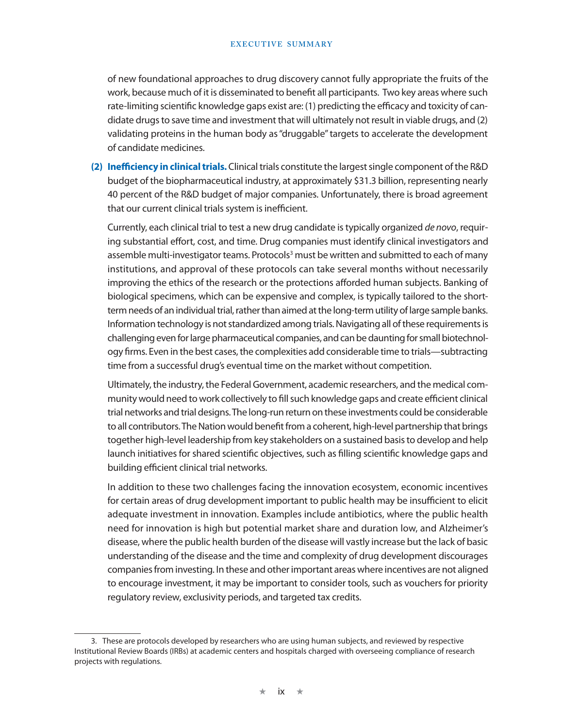of new foundational approaches to drug discovery cannot fully appropriate the fruits of the work, because much of it is disseminated to benefit all participants. Two key areas where such rate-limiting scientific knowledge gaps exist are: (1) predicting the efficacy and toxicity of candidate drugs to save time and investment that will ultimately not result in viable drugs, and (2) validating proteins in the human body as "druggable" targets to accelerate the development of candidate medicines.

**(2) Inefficiency in clinical trials.** Clinical trials constitute the largest single component of the R&D budget of the biopharmaceutical industry, at approximately $31.3 billion, representing nearly 40 percent of the R&D budget of major companies. Unfortunately, there is broad agreement that our current clinical trials system is inefficient.

Currently, each clinical trial to test a new drug candidate is typically organized *de novo*, requiring substantial effort, cost, and time. Drug companies must identify clinical investigators and assemble multi-investigator teams. Protocols[3] must be written and submitted to each of many institutions, and approval of these protocols can take several months without necessarily improving the ethics of the research or the protections afforded human subjects. Banking of biological specimens, which can be expensive and complex, is typically tailored to the short-term needs of an individual trial, rather than aimed at the long-term utility of large sample banks. Information technology is not standardized among trials. Navigating all of these requirements is challenging even for large pharmaceutical companies, and can be daunting for small biotechnology firms. Even in the best cases, the complexities add considerable time to trials—subtracting time from a successful drug's eventual time on the market without competition.

Ultimately, the industry, the Federal Government, academic researchers, and the medical community would need to work collectively to fill such knowledge gaps and create efficient clinical trial networks and trial designs. The long-run return on these investments could be considerable to all contributors. The Nation would benefit from a coherent, high-level partnership that brings together high-level leadership from key stakeholders on a sustained basis to develop and help launch initiatives for shared scientific objectives, such as filling scientific knowledge gaps and building efficient clinical trial networks.

In addition to these two challenges facing the innovation ecosystem, economic incentives for certain areas of drug development important to public health may be insufficient to elicit adequate investment in innovation. Examples include antibiotics, where the public health need for innovation is high but potential market share and duration low, and Alzheimer's disease, where the public health burden of the disease will vastly increase but the lack of basic understanding of the disease and the time and complexity of drug development discourages companies from investing. In these and other important areas where incentives are not aligned to encourage investment, it may be important to consider tools, such as vouchers for priority regulatory review, exclusivity periods, and targeted tax credits.

3. These are protocols developed by researchers who are using human subjects, and reviewed by respective Institutional Review Boards (IRBs) at academic centers and hospitals charged with overseeing compliance of research projects with regulations.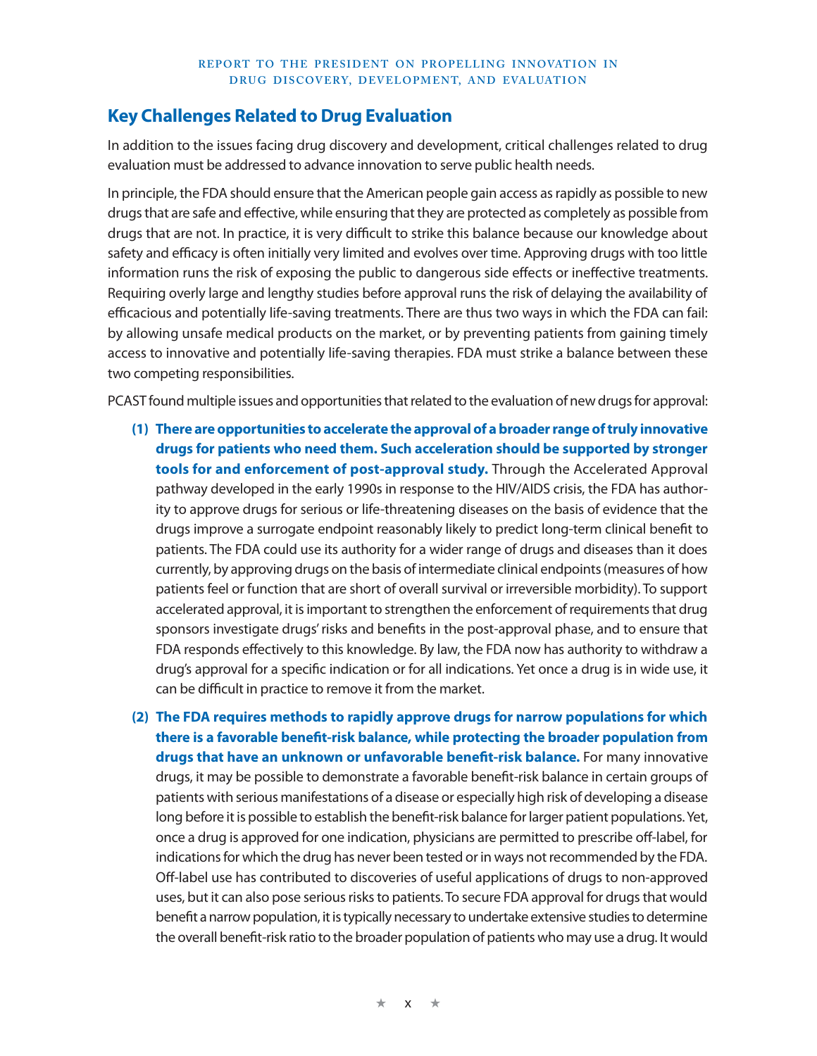## Key Challenges Related to Drug Evaluation

In addition to the issues facing drug discovery and development, critical challenges related to drug evaluation must be addressed to advance innovation to serve public health needs.

In principle, the FDA should ensure that the American people gain access as rapidly as possible to new drugs that are safe and effective, while ensuring that they are protected as completely as possible from drugs that are not. In practice, it is very difficult to strike this balance because our knowledge about safety and efficacy is often initially very limited and evolves over time. Approving drugs with too little information runs the risk of exposing the public to dangerous side effects or ineffective treatments. Requiring overly large and lengthy studies before approval runs the risk of delaying the availability of efficacious and potentially life-saving treatments. There are thus two ways in which the FDA can fail: by allowing unsafe medical products on the market, or by preventing patients from gaining timely access to innovative and potentially life-saving therapies. FDA must strike a balance between these two competing responsibilities.

PCAST found multiple issues and opportunities that related to the evaluation of new drugs for approval:

(1) **There are opportunities to accelerate the approval of a broader range of truly innovative drugs for patients who need them. Such acceleration should be supported by stronger tools for and enforcement of post-approval study.** Through the Accelerated Approval pathway developed in the early 1990s in response to the HIV/AIDS crisis, the FDA has authority to approve drugs for serious or life-threatening diseases on the basis of evidence that the drugs improve a surrogate endpoint reasonably likely to predict long-term clinical benefit to patients. The FDA could use its authority for a wider range of drugs and diseases than it does currently, by approving drugs on the basis of intermediate clinical endpoints (measures of how patients feel or function that are short of overall survival or irreversible morbidity). To support accelerated approval, it is important to strengthen the enforcement of requirements that drug sponsors investigate drugs' risks and benefits in the post-approval phase, and to ensure that FDA responds effectively to this knowledge. By law, the FDA now has authority to withdraw a drug's approval for a specific indication or for all indications. Yet once a drug is in wide use, it can be difficult in practice to remove it from the market.

(2) **The FDA requires methods to rapidly approve drugs for narrow populations for which there is a favorable benefit-risk balance, while protecting the broader population from drugs that have an unknown or unfavorable benefit-risk balance.** For many innovative drugs, it may be possible to demonstrate a favorable benefit-risk balance in certain groups of patients with serious manifestations of a disease or especially high risk of developing a disease long before it is possible to establish the benefit-risk balance for larger patient populations. Yet, once a drug is approved for one indication, physicians are permitted to prescribe off-label, for indications for which the drug has never been tested or in ways not recommended by the FDA. Off-label use has contributed to discoveries of useful applications of drugs to non-approved uses, but it can also pose serious risks to patients. To secure FDA approval for drugs that would benefit a narrow population, it is typically necessary to undertake extensive studies to determine the overall benefit-risk ratio to the broader population of patients who may use a drug. It would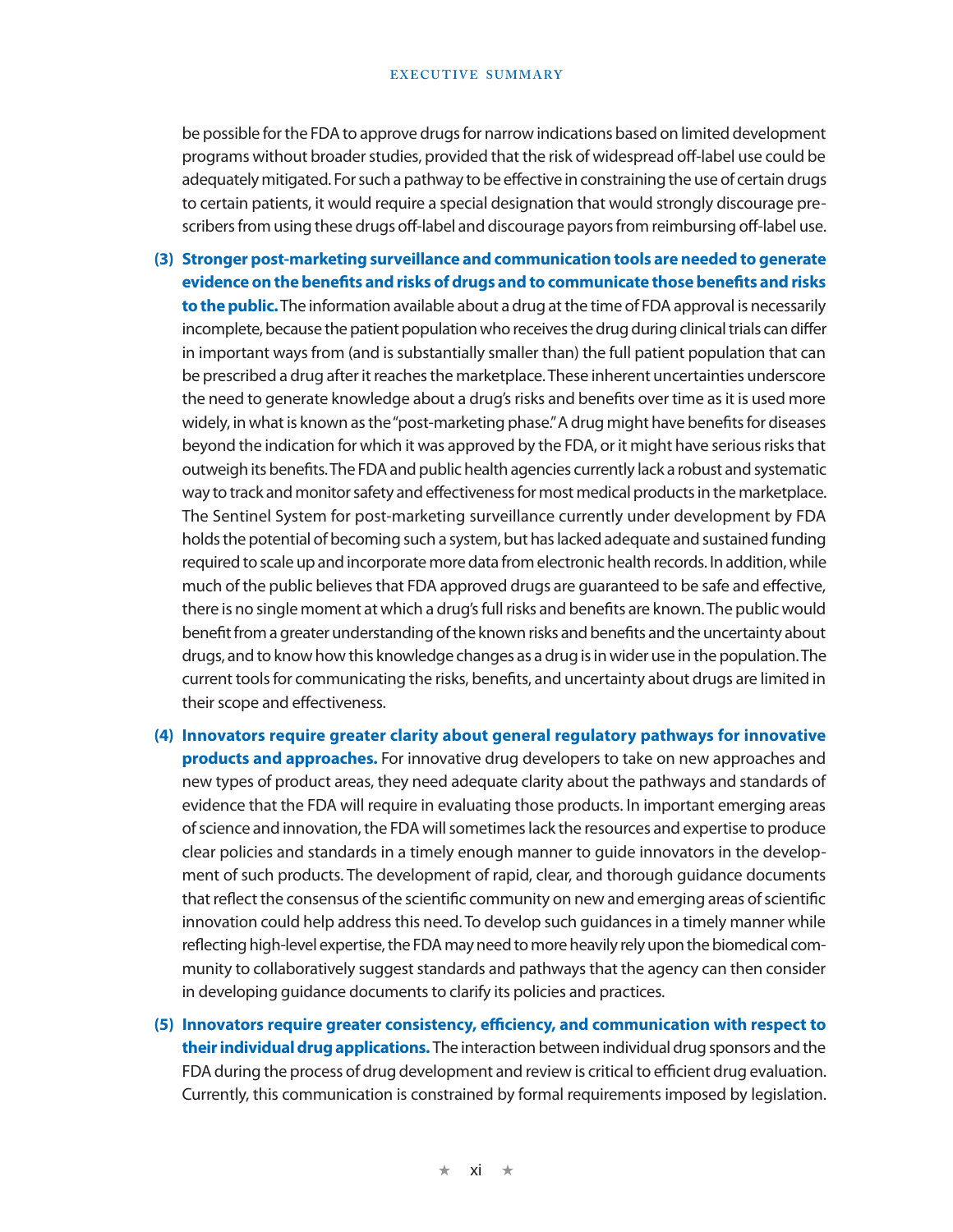be possible for the FDA to approve drugs for narrow indications based on limited development programs without broader studies, provided that the risk of widespread off-label use could be adequately mitigated. For such a pathway to be effective in constraining the use of certain drugs to certain patients, it would require a special designation that would strongly discourage prescribers from using these drugs off-label and discourage payors from reimbursing off-label use.

(3) **Stronger post-marketing surveillance and communication tools are needed to generate evidence on the benefits and risks of drugs and to communicate those benefits and risks to the public.** The information available about a drug at the time of FDA approval is necessarily incomplete, because the patient population who receives the drug during clinical trials can differ in important ways from (and is substantially smaller than) the full patient population that can be prescribed a drug after it reaches the marketplace. These inherent uncertainties underscore the need to generate knowledge about a drug's risks and benefits over time as it is used more widely, in what is known as the "post-marketing phase." A drug might have benefits for diseases beyond the indication for which it was approved by the FDA, or it might have serious risks that outweigh its benefits. The FDA and public health agencies currently lack a robust and systematic way to track and monitor safety and effectiveness for most medical products in the marketplace. The Sentinel System for post-marketing surveillance currently under development by FDA holds the potential of becoming such a system, but has lacked adequate and sustained funding required to scale up and incorporate more data from electronic health records. In addition, while much of the public believes that FDA approved drugs are guaranteed to be safe and effective, there is no single moment at which a drug's full risks and benefits are known. The public would benefit from a greater understanding of the known risks and benefits and the uncertainty about drugs, and to know how this knowledge changes as a drug is in wider use in the population. The current tools for communicating the risks, benefits, and uncertainty about drugs are limited in their scope and effectiveness.

(4) **Innovators require greater clarity about general regulatory pathways for innovative products and approaches.** For innovative drug developers to take on new approaches and new types of product areas, they need adequate clarity about the pathways and standards of evidence that the FDA will require in evaluating those products. In important emerging areas of science and innovation, the FDA will sometimes lack the resources and expertise to produce clear policies and standards in a timely enough manner to guide innovators in the development of such products. The development of rapid, clear, and thorough guidance documents that reflect the consensus of the scientific community on new and emerging areas of scientific innovation could help address this need. To develop such guidances in a timely manner while reflecting high-level expertise, the FDA may need to more heavily rely upon the biomedical community to collaboratively suggest standards and pathways that the agency can then consider in developing guidance documents to clarify its policies and practices.

(5) **Innovators require greater consistency, efficiency, and communication with respect to their individual drug applications.** The interaction between individual drug sponsors and the FDA during the process of drug development and review is critical to efficient drug evaluation. Currently, this communication is constrained by formal requirements imposed by legislation.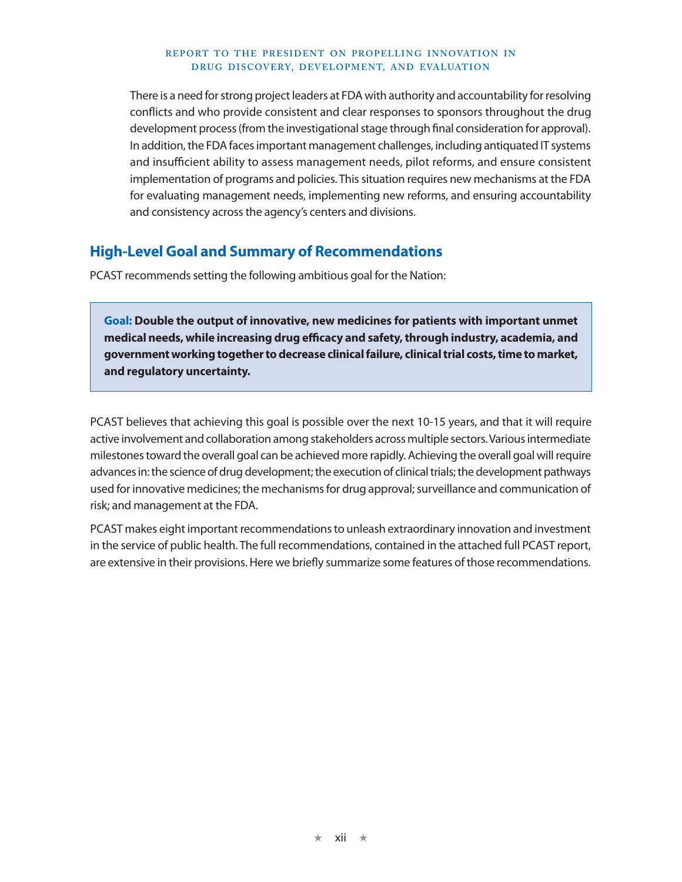There is a need for strong project leaders at FDA with authority and accountability for resolving conflicts and who provide consistent and clear responses to sponsors throughout the drug development process (from the investigational stage through final consideration for approval). In addition, the FDA faces important management challenges, including antiquated IT systems and insufficient ability to assess management needs, pilot reforms, and ensure consistent implementation of programs and policies. This situation requires new mechanisms at the FDA for evaluating management needs, implementing new reforms, and ensuring accountability and consistency across the agency's centers and divisions.

## High-Level Goal and Summary of Recommendations

PCAST recommends setting the following ambitious goal for the Nation:

> **Goal: Double the output of innovative, new medicines for patients with important unmet medical needs, while increasing drug efficacy and safety, through industry, academia, and government working together to decrease clinical failure, clinical trial costs, time to market, and regulatory uncertainty.**

PCAST believes that achieving this goal is possible over the next 10-15 years, and that it will require active involvement and collaboration among stakeholders across multiple sectors. Various intermediate milestones toward the overall goal can be achieved more rapidly. Achieving the overall goal will require advances in: the science of drug development; the execution of clinical trials; the development pathways used for innovative medicines; the mechanisms for drug approval; surveillance and communication of risk; and management at the FDA.

PCAST makes eight important recommendations to unleash extraordinary innovation and investment in the service of public health. The full recommendations, contained in the attached full PCAST report, are extensive in their provisions. Here we briefly summarize some features of those recommendations.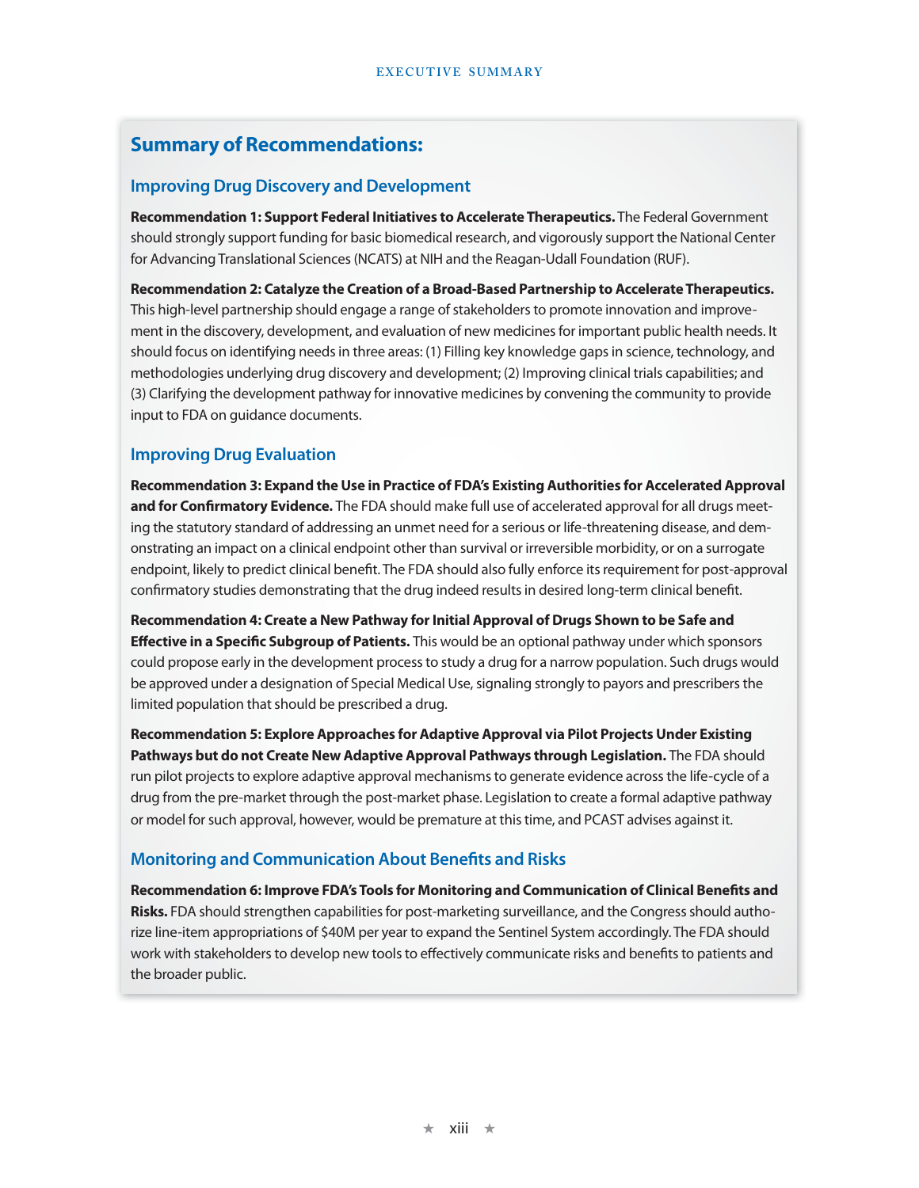## Summary of Recommendations:

### Improving Drug Discovery and Development

**Recommendation 1: Support Federal Initiatives to Accelerate Therapeutics.** The Federal Government should strongly support funding for basic biomedical research, and vigorously support the National Center for Advancing Translational Sciences (NCATS) at NIH and the Reagan-Udall Foundation (RUF).

**Recommendation 2: Catalyze the Creation of a Broad-Based Partnership to Accelerate Therapeutics.** This high-level partnership should engage a range of stakeholders to promote innovation and improvement in the discovery, development, and evaluation of new medicines for important public health needs. It should focus on identifying needs in three areas: (1) Filling key knowledge gaps in science, technology, and methodologies underlying drug discovery and development; (2) Improving clinical trials capabilities; and (3) Clarifying the development pathway for innovative medicines by convening the community to provide input to FDA on guidance documents.

### Improving Drug Evaluation

**Recommendation 3: Expand the Use in Practice of FDA's Existing Authorities for Accelerated Approval and for Confirmatory Evidence.** The FDA should make full use of accelerated approval for all drugs meeting the statutory standard of addressing an unmet need for a serious or life-threatening disease, and demonstrating an impact on a clinical endpoint other than survival or irreversible morbidity, or on a surrogate endpoint, likely to predict clinical benefit. The FDA should also fully enforce its requirement for post-approval confirmatory studies demonstrating that the drug indeed results in desired long-term clinical benefit.

**Recommendation 4: Create a New Pathway for Initial Approval of Drugs Shown to be Safe and Effective in a Specific Subgroup of Patients.** This would be an optional pathway under which sponsors could propose early in the development process to study a drug for a narrow population. Such drugs would be approved under a designation of Special Medical Use, signaling strongly to payors and prescribers the limited population that should be prescribed a drug.

**Recommendation 5: Explore Approaches for Adaptive Approval via Pilot Projects Under Existing Pathways but do not Create New Adaptive Approval Pathways through Legislation.** The FDA should run pilot projects to explore adaptive approval mechanisms to generate evidence across the life-cycle of a drug from the pre-market through the post-market phase. Legislation to create a formal adaptive pathway or model for such approval, however, would be premature at this time, and PCAST advises against it.

### Monitoring and Communication About Benefits and Risks

**Recommendation 6: Improve FDA's Tools for Monitoring and Communication of Clinical Benefits and Risks.** FDA should strengthen capabilities for post-marketing surveillance, and the Congress should authorize line-item appropriations of $40M per year to expand the Sentinel System accordingly. The FDA should work with stakeholders to develop new tools to effectively communicate risks and benefits to patients and the broader public.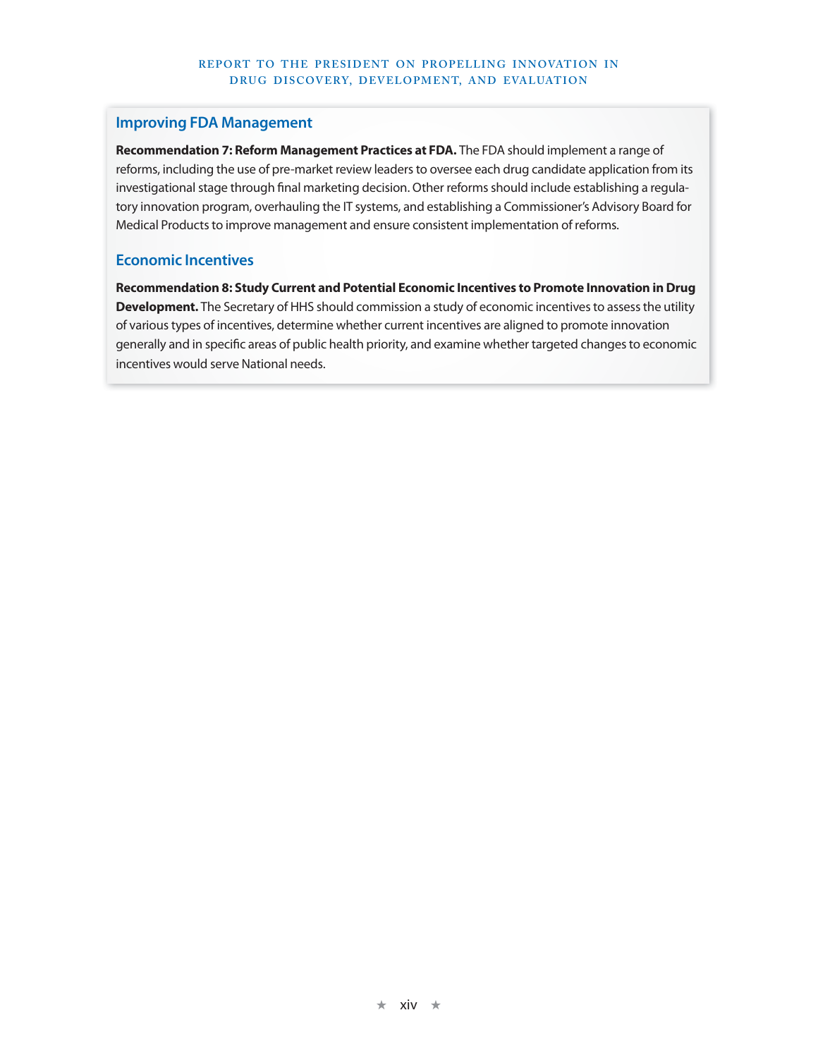## Improving FDA Management

**Recommendation 7: Reform Management Practices at FDA.** The FDA should implement a range of reforms, including the use of pre-market review leaders to oversee each drug candidate application from its investigational stage through final marketing decision. Other reforms should include establishing a regulatory innovation program, overhauling the IT systems, and establishing a Commissioner's Advisory Board for Medical Products to improve management and ensure consistent implementation of reforms.

## Economic Incentives

**Recommendation 8: Study Current and Potential Economic Incentives to Promote Innovation in Drug Development.** The Secretary of HHS should commission a study of economic incentives to assess the utility of various types of incentives, determine whether current incentives are aligned to promote innovation generally and in specific areas of public health priority, and examine whether targeted changes to economic incentives would serve National needs.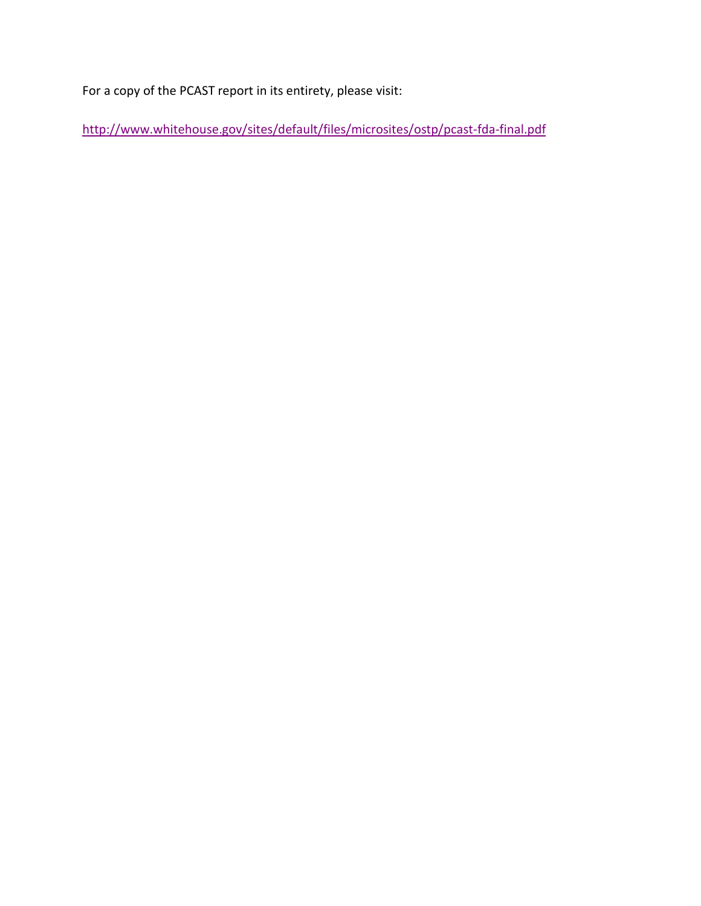For a copy of the PCAST report in its entirety, please visit:

http://www.whitehouse.gov/sites/default/files/microsites/ostp/pcast-fda-final.pdf